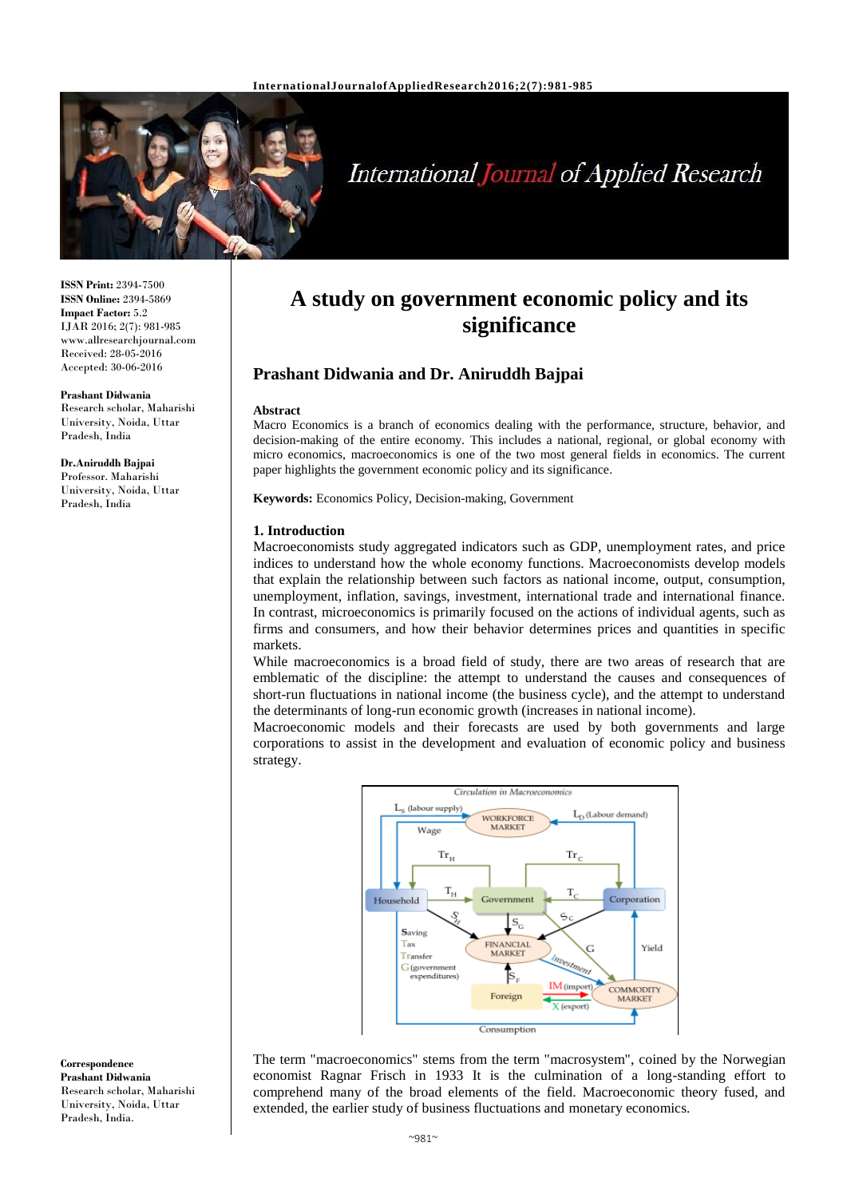# A study on government economic policy and its significance

## Prashant Didwania and Dr. Aniruddh Bajpai

ISSN Print: 2394-7500
ISSN Online: 2394-5869
Impact Factor: 5.2
IJAR 2016; 2(7): 981-985
www.allresearchjournal.com
Received: 28-05-2016
Accepted: 30-06-2016

**Prashant Didwania**
Research scholar, Maharishi University, Noida, Uttar Pradesh, India

**Dr.Aniruddh Bajpai**
Professor. Maharishi University, Noida, Uttar Pradesh, India

**Correspondence**
**Prashant Didwania**
Research scholar, Maharishi University, Noida, Uttar Pradesh, India.

**Abstract**
Macro Economics is a branch of economics dealing with the performance, structure, behavior, and decision-making of the entire economy. This includes a national, regional, or global economy with micro economics, macroeconomics is one of the two most general fields in economics. The current paper highlights the government economic policy and its significance.

**Keywords:** Economics Policy, Decision-making, Government

### 1. Introduction

Macroeconomists study aggregated indicators such as GDP, unemployment rates, and price indices to understand how the whole economy functions. Macroeconomists develop models that explain the relationship between such factors as national income, output, consumption, unemployment, inflation, savings, investment, international trade and international finance. In contrast, microeconomics is primarily focused on the actions of individual agents, such as firms and consumers, and how their behavior determines prices and quantities in specific markets.

While macroeconomics is a broad field of study, there are two areas of research that are emblematic of the discipline: the attempt to understand the causes and consequences of short-run fluctuations in national income (the business cycle), and the attempt to understand the determinants of long-run economic growth (increases in national income).

Macroeconomic models and their forecasts are used by both governments and large corporations to assist in the development and evaluation of economic policy and business strategy.

Circulation in Macroeconomics

The term "macroeconomics" stems from the term "macrosystem", coined by the Norwegian economist Ragnar Frisch in 1933 It is the culmination of a long-standing effort to comprehend many of the broad elements of the field. Macroeconomic theory fused, and extended, the earlier study of business fluctuations and monetary economics.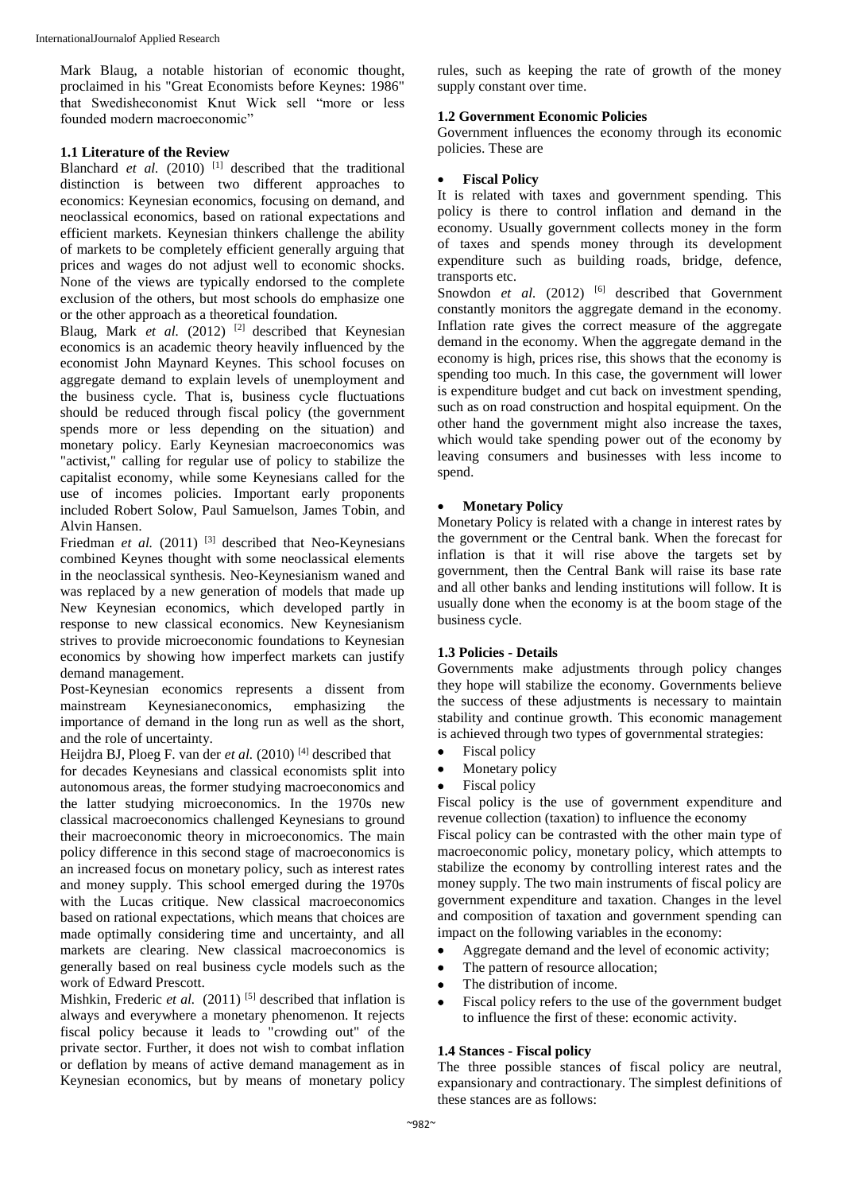Mark Blaug, a notable historian of economic thought, proclaimed in his "Great Economists before Keynes: 1986" that Swedisheconomist Knut Wick sell "more or less founded modern macroeconomic"

### 1.1 Literature of the Review

Blanchard *et al.* (2010) [1] described that the traditional distinction is between two different approaches to economics: Keynesian economics, focusing on demand, and neoclassical economics, based on rational expectations and efficient markets. Keynesian thinkers challenge the ability of markets to be completely efficient generally arguing that prices and wages do not adjust well to economic shocks. None of the views are typically endorsed to the complete exclusion of the others, but most schools do emphasize one or the other approach as a theoretical foundation.

Blaug, Mark *et al.* (2012) [2] described that Keynesian economics is an academic theory heavily influenced by the economist John Maynard Keynes. This school focuses on aggregate demand to explain levels of unemployment and the business cycle. That is, business cycle fluctuations should be reduced through fiscal policy (the government spends more or less depending on the situation) and monetary policy. Early Keynesian macroeconomics was "activist," calling for regular use of policy to stabilize the capitalist economy, while some Keynesians called for the use of incomes policies. Important early proponents included Robert Solow, Paul Samuelson, James Tobin, and Alvin Hansen.

Friedman *et al.* (2011) [3] described that Neo-Keynesians combined Keynes thought with some neoclassical elements in the neoclassical synthesis. Neo-Keynesianism waned and was replaced by a new generation of models that made up New Keynesian economics, which developed partly in response to new classical economics. New Keynesianism strives to provide microeconomic foundations to Keynesian economics by showing how imperfect markets can justify demand management.

Post-Keynesian economics represents a dissent from mainstream Keynesianeconomics, emphasizing the importance of demand in the long run as well as the short, and the role of uncertainty.

Heijdra BJ, Ploeg F. van der *et al.* (2010) [4] described that for decades Keynesians and classical economists split into autonomous areas, the former studying macroeconomics and the latter studying microeconomics. In the 1970s new classical macroeconomics challenged Keynesians to ground their macroeconomic theory in microeconomics. The main policy difference in this second stage of macroeconomics is an increased focus on monetary policy, such as interest rates and money supply. This school emerged during the 1970s with the Lucas critique. New classical macroeconomics based on rational expectations, which means that choices are made optimally considering time and uncertainty, and all markets are clearing. New classical macroeconomics is generally based on real business cycle models such as the work of Edward Prescott.

Mishkin, Frederic *et al.* (2011) [5] described that inflation is always and everywhere a monetary phenomenon. It rejects fiscal policy because it leads to "crowding out" of the private sector. Further, it does not wish to combat inflation or deflation by means of active demand management as in Keynesian economics, but by means of monetary policy rules, such as keeping the rate of growth of the money supply constant over time.

### 1.2 Government Economic Policies

Government influences the economy through its economic policies. These are

- **Fiscal Policy**

It is related with taxes and government spending. This policy is there to control inflation and demand in the economy. Usually government collects money in the form of taxes and spends money through its development expenditure such as building roads, bridge, defence, transports etc.

Snowdon *et al.* (2012) [6] described that Government constantly monitors the aggregate demand in the economy. Inflation rate gives the correct measure of the aggregate demand in the economy. When the aggregate demand in the economy is high, prices rise, this shows that the economy is spending too much. In this case, the government will lower is expenditure budget and cut back on investment spending, such as on road construction and hospital equipment. On the other hand the government might also increase the taxes, which would take spending power out of the economy by leaving consumers and businesses with less income to spend.

- **Monetary Policy**

Monetary Policy is related with a change in interest rates by the government or the Central bank. When the forecast for inflation is that it will rise above the targets set by government, then the Central Bank will raise its base rate and all other banks and lending institutions will follow. It is usually done when the economy is at the boom stage of the business cycle.

### 1.3 Policies - Details

Governments make adjustments through policy changes they hope will stabilize the economy. Governments believe the success of these adjustments is necessary to maintain stability and continue growth. This economic management is achieved through two types of governmental strategies:

- Fiscal policy
- Monetary policy
- Fiscal policy

Fiscal policy is the use of government expenditure and revenue collection (taxation) to influence the economy

Fiscal policy can be contrasted with the other main type of macroeconomic policy, monetary policy, which attempts to stabilize the economy by controlling interest rates and the money supply. The two main instruments of fiscal policy are government expenditure and taxation. Changes in the level and composition of taxation and government spending can impact on the following variables in the economy:

- Aggregate demand and the level of economic activity;
- The pattern of resource allocation;
- The distribution of income.
- Fiscal policy refers to the use of the government budget to influence the first of these: economic activity.

### 1.4 Stances - Fiscal policy

The three possible stances of fiscal policy are neutral, expansionary and contractionary. The simplest definitions of these stances are as follows: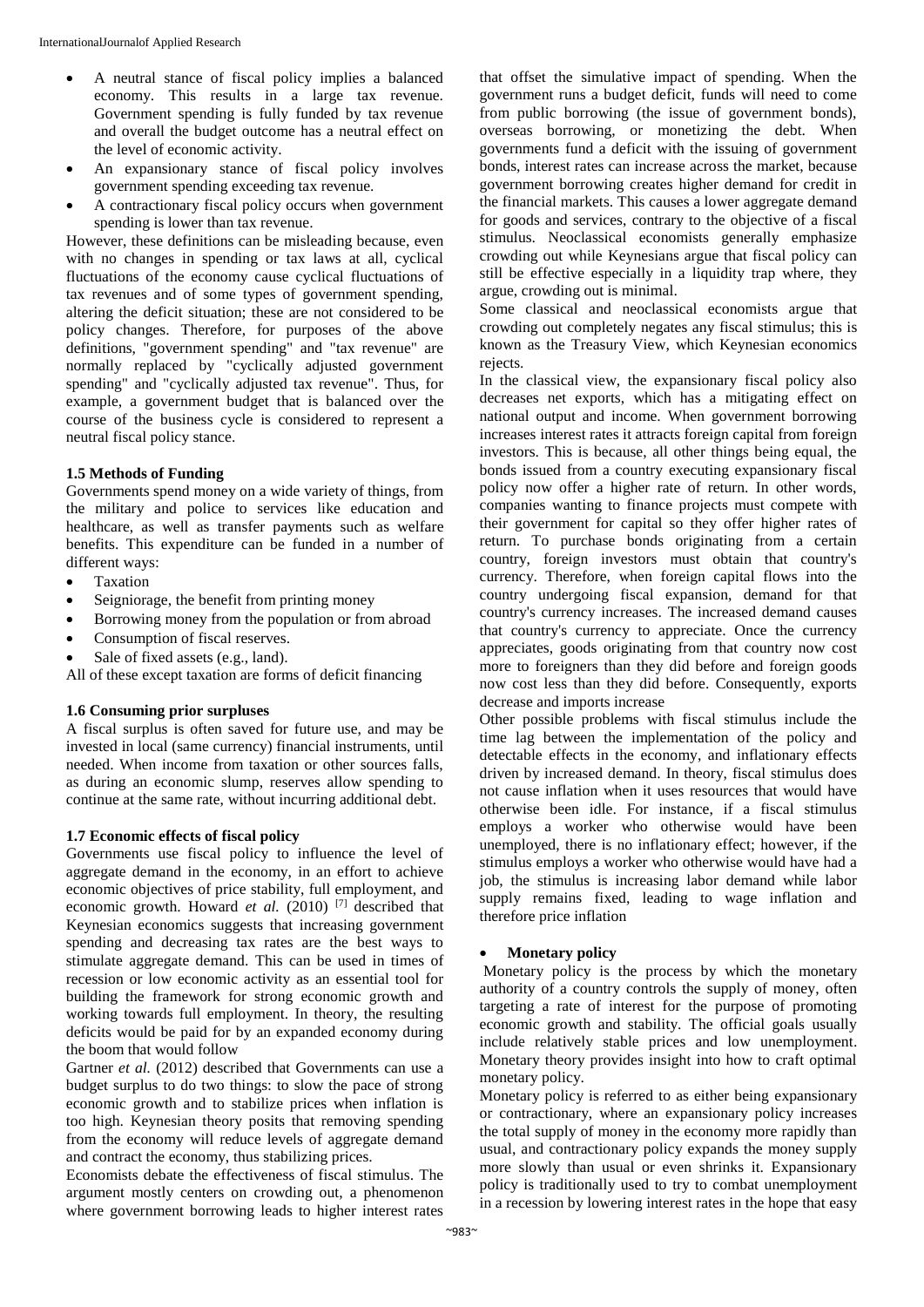- A neutral stance of fiscal policy implies a balanced economy. This results in a large tax revenue. Government spending is fully funded by tax revenue and overall the budget outcome has a neutral effect on the level of economic activity.
- An expansionary stance of fiscal policy involves government spending exceeding tax revenue.
- A contractionary fiscal policy occurs when government spending is lower than tax revenue.

However, these definitions can be misleading because, even with no changes in spending or tax laws at all, cyclical fluctuations of the economy cause cyclical fluctuations of tax revenues and of some types of government spending, altering the deficit situation; these are not considered to be policy changes. Therefore, for purposes of the above definitions, "government spending" and "tax revenue" are normally replaced by "cyclically adjusted government spending" and "cyclically adjusted tax revenue". Thus, for example, a government budget that is balanced over the course of the business cycle is considered to represent a neutral fiscal policy stance.

### 1.5 Methods of Funding

Governments spend money on a wide variety of things, from the military and police to services like education and healthcare, as well as transfer payments such as welfare benefits. This expenditure can be funded in a number of different ways:

- Taxation
- Seigniorage, the benefit from printing money
- Borrowing money from the population or from abroad
- Consumption of fiscal reserves.
- Sale of fixed assets (e.g., land).

All of these except taxation are forms of deficit financing

### 1.6 Consuming prior surpluses

A fiscal surplus is often saved for future use, and may be invested in local (same currency) financial instruments, until needed. When income from taxation or other sources falls, as during an economic slump, reserves allow spending to continue at the same rate, without incurring additional debt.

### 1.7 Economic effects of fiscal policy

Governments use fiscal policy to influence the level of aggregate demand in the economy, in an effort to achieve economic objectives of price stability, full employment, and economic growth. Howard *et al.* (2010) [7] described that Keynesian economics suggests that increasing government spending and decreasing tax rates are the best ways to stimulate aggregate demand. This can be used in times of recession or low economic activity as an essential tool for building the framework for strong economic growth and working towards full employment. In theory, the resulting deficits would be paid for by an expanded economy during the boom that would follow

Gartner *et al.* (2012) described that Governments can use a budget surplus to do two things: to slow the pace of strong economic growth and to stabilize prices when inflation is too high. Keynesian theory posits that removing spending from the economy will reduce levels of aggregate demand and contract the economy, thus stabilizing prices.

Economists debate the effectiveness of fiscal stimulus. The argument mostly centers on crowding out, a phenomenon where government borrowing leads to higher interest rates that offset the simulative impact of spending. When the government runs a budget deficit, funds will need to come from public borrowing (the issue of government bonds), overseas borrowing, or monetizing the debt. When governments fund a deficit with the issuing of government bonds, interest rates can increase across the market, because government borrowing creates higher demand for credit in the financial markets. This causes a lower aggregate demand for goods and services, contrary to the objective of a fiscal stimulus. Neoclassical economists generally emphasize crowding out while Keynesians argue that fiscal policy can still be effective especially in a liquidity trap where, they argue, crowding out is minimal.

Some classical and neoclassical economists argue that crowding out completely negates any fiscal stimulus; this is known as the Treasury View, which Keynesian economics rejects.

In the classical view, the expansionary fiscal policy also decreases net exports, which has a mitigating effect on national output and income. When government borrowing increases interest rates it attracts foreign capital from foreign investors. This is because, all other things being equal, the bonds issued from a country executing expansionary fiscal policy now offer a higher rate of return. In other words, companies wanting to finance projects must compete with their government for capital so they offer higher rates of return. To purchase bonds originating from a certain country, foreign investors must obtain that country's currency. Therefore, when foreign capital flows into the country undergoing fiscal expansion, demand for that country's currency increases. The increased demand causes that country's currency to appreciate. Once the currency appreciates, goods originating from that country now cost more to foreigners than they did before and foreign goods now cost less than they did before. Consequently, exports decrease and imports increase

Other possible problems with fiscal stimulus include the time lag between the implementation of the policy and detectable effects in the economy, and inflationary effects driven by increased demand. In theory, fiscal stimulus does not cause inflation when it uses resources that would have otherwise been idle. For instance, if a fiscal stimulus employs a worker who otherwise would have been unemployed, there is no inflationary effect; however, if the stimulus employs a worker who otherwise would have had a job, the stimulus is increasing labor demand while labor supply remains fixed, leading to wage inflation and therefore price inflation

- **Monetary policy**

Monetary policy is the process by which the monetary authority of a country controls the supply of money, often targeting a rate of interest for the purpose of promoting economic growth and stability. The official goals usually include relatively stable prices and low unemployment. Monetary theory provides insight into how to craft optimal monetary policy.

Monetary policy is referred to as either being expansionary or contractionary, where an expansionary policy increases the total supply of money in the economy more rapidly than usual, and contractionary policy expands the money supply more slowly than usual or even shrinks it. Expansionary policy is traditionally used to try to combat unemployment in a recession by lowering interest rates in the hope that easy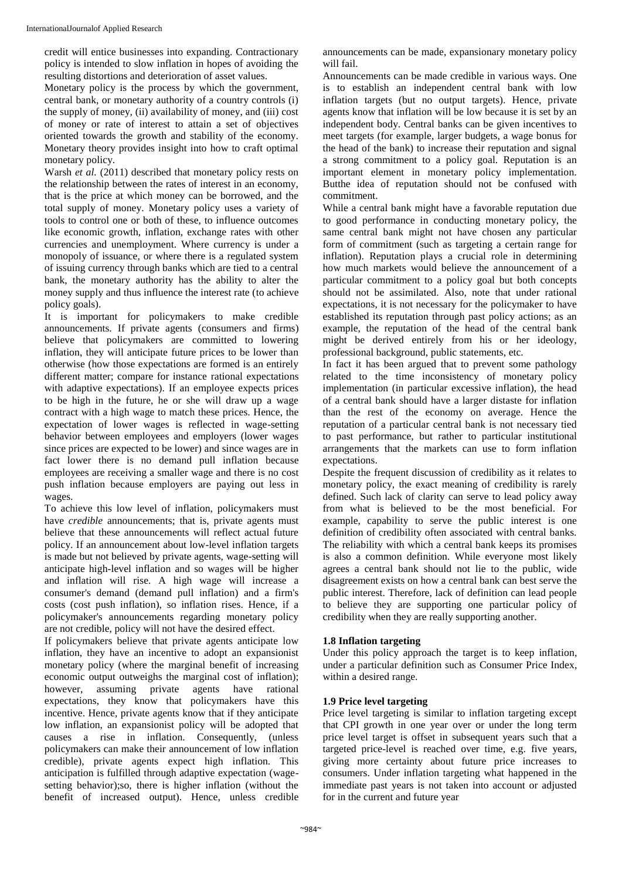credit will entice businesses into expanding. Contractionary policy is intended to slow inflation in hopes of avoiding the resulting distortions and deterioration of asset values.

Monetary policy is the process by which the government, central bank, or monetary authority of a country controls (i) the supply of money, (ii) availability of money, and (iii) cost of money or rate of interest to attain a set of objectives oriented towards the growth and stability of the economy. Monetary theory provides insight into how to craft optimal monetary policy.

Warsh *et al.* (2011) described that monetary policy rests on the relationship between the rates of interest in an economy, that is the price at which money can be borrowed, and the total supply of money. Monetary policy uses a variety of tools to control one or both of these, to influence outcomes like economic growth, inflation, exchange rates with other currencies and unemployment. Where currency is under a monopoly of issuance, or where there is a regulated system of issuing currency through banks which are tied to a central bank, the monetary authority has the ability to alter the money supply and thus influence the interest rate (to achieve policy goals).

It is important for policymakers to make credible announcements. If private agents (consumers and firms) believe that policymakers are committed to lowering inflation, they will anticipate future prices to be lower than otherwise (how those expectations are formed is an entirely different matter; compare for instance rational expectations with adaptive expectations). If an employee expects prices to be high in the future, he or she will draw up a wage contract with a high wage to match these prices. Hence, the expectation of lower wages is reflected in wage-setting behavior between employees and employers (lower wages since prices are expected to be lower) and since wages are in fact lower there is no demand pull inflation because employees are receiving a smaller wage and there is no cost push inflation because employers are paying out less in wages.

To achieve this low level of inflation, policymakers must have *credible* announcements; that is, private agents must believe that these announcements will reflect actual future policy. If an announcement about low-level inflation targets is made but not believed by private agents, wage-setting will anticipate high-level inflation and so wages will be higher and inflation will rise. A high wage will increase a consumer's demand (demand pull inflation) and a firm's costs (cost push inflation), so inflation rises. Hence, if a policymaker's announcements regarding monetary policy are not credible, policy will not have the desired effect.

If policymakers believe that private agents anticipate low inflation, they have an incentive to adopt an expansionist monetary policy (where the marginal benefit of increasing economic output outweighs the marginal cost of inflation); however, assuming private agents have rational expectations, they know that policymakers have this incentive. Hence, private agents know that if they anticipate low inflation, an expansionist policy will be adopted that causes a rise in inflation. Consequently, (unless policymakers can make their announcement of low inflation credible), private agents expect high inflation. This anticipation is fulfilled through adaptive expectation (wage-setting behavior);so, there is higher inflation (without the benefit of increased output). Hence, unless credible announcements can be made, expansionary monetary policy will fail.

Announcements can be made credible in various ways. One is to establish an independent central bank with low inflation targets (but no output targets). Hence, private agents know that inflation will be low because it is set by an independent body. Central banks can be given incentives to meet targets (for example, larger budgets, a wage bonus for the head of the bank) to increase their reputation and signal a strong commitment to a policy goal. Reputation is an important element in monetary policy implementation. Butthe idea of reputation should not be confused with commitment.

While a central bank might have a favorable reputation due to good performance in conducting monetary policy, the same central bank might not have chosen any particular form of commitment (such as targeting a certain range for inflation). Reputation plays a crucial role in determining how much markets would believe the announcement of a particular commitment to a policy goal but both concepts should not be assimilated. Also, note that under rational expectations, it is not necessary for the policymaker to have established its reputation through past policy actions; as an example, the reputation of the head of the central bank might be derived entirely from his or her ideology, professional background, public statements, etc.

In fact it has been argued that to prevent some pathology related to the time inconsistency of monetary policy implementation (in particular excessive inflation), the head of a central bank should have a larger distaste for inflation than the rest of the economy on average. Hence the reputation of a particular central bank is not necessary tied to past performance, but rather to particular institutional arrangements that the markets can use to form inflation expectations.

Despite the frequent discussion of credibility as it relates to monetary policy, the exact meaning of credibility is rarely defined. Such lack of clarity can serve to lead policy away from what is believed to be the most beneficial. For example, capability to serve the public interest is one definition of credibility often associated with central banks. The reliability with which a central bank keeps its promises is also a common definition. While everyone most likely agrees a central bank should not lie to the public, wide disagreement exists on how a central bank can best serve the public interest. Therefore, lack of definition can lead people to believe they are supporting one particular policy of credibility when they are really supporting another.

### 1.8 Inflation targeting

Under this policy approach the target is to keep inflation, under a particular definition such as Consumer Price Index, within a desired range.

### 1.9 Price level targeting

Price level targeting is similar to inflation targeting except that CPI growth in one year over or under the long term price level target is offset in subsequent years such that a targeted price-level is reached over time, e.g. five years, giving more certainty about future price increases to consumers. Under inflation targeting what happened in the immediate past years is not taken into account or adjusted for in the current and future year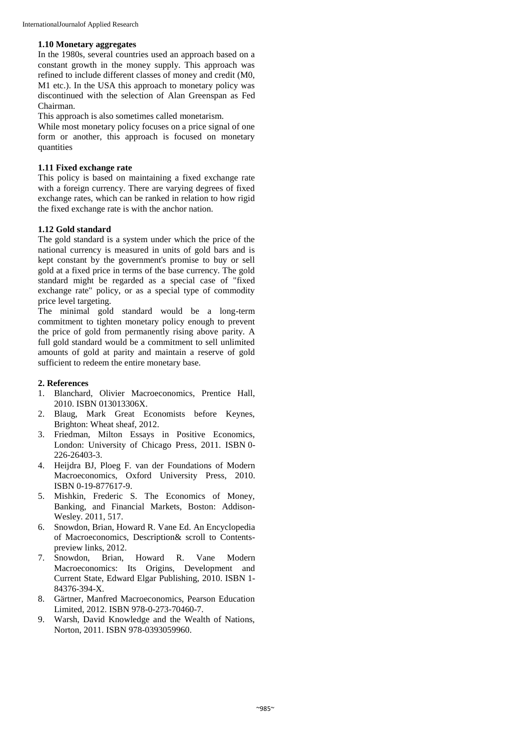### 1.10 Monetary aggregates

In the 1980s, several countries used an approach based on a constant growth in the money supply. This approach was refined to include different classes of money and credit (M0, M1 etc.). In the USA this approach to monetary policy was discontinued with the selection of Alan Greenspan as Fed Chairman.

This approach is also sometimes called monetarism.

While most monetary policy focuses on a price signal of one form or another, this approach is focused on monetary quantities

### 1.11 Fixed exchange rate

This policy is based on maintaining a fixed exchange rate with a foreign currency. There are varying degrees of fixed exchange rates, which can be ranked in relation to how rigid the fixed exchange rate is with the anchor nation.

### 1.12 Gold standard

The gold standard is a system under which the price of the national currency is measured in units of gold bars and is kept constant by the government's promise to buy or sell gold at a fixed price in terms of the base currency. The gold standard might be regarded as a special case of "fixed exchange rate" policy, or as a special type of commodity price level targeting.

The minimal gold standard would be a long-term commitment to tighten monetary policy enough to prevent the price of gold from permanently rising above parity. A full gold standard would be a commitment to sell unlimited amounts of gold at parity and maintain a reserve of gold sufficient to redeem the entire monetary base.

## 2. References

1. Blanchard, Olivier Macroeconomics, Prentice Hall, 2010. ISBN 013013306X.
2. Blaug, Mark Great Economists before Keynes, Brighton: Wheat sheaf, 2012.
3. Friedman, Milton Essays in Positive Economics, London: University of Chicago Press, 2011. ISBN 0-226-26403-3.
4. Heijdra BJ, Ploeg F. van der Foundations of Modern Macroeconomics, Oxford University Press, 2010. ISBN 0-19-877617-9.
5. Mishkin, Frederic S. The Economics of Money, Banking, and Financial Markets, Boston: Addison-Wesley. 2011, 517.
6. Snowdon, Brian, Howard R. Vane Ed. An Encyclopedia of Macroeconomics, Description& scroll to Contents-preview links, 2012.
7. Snowdon, Brian, Howard R. Vane Modern Macroeconomics: Its Origins, Development and Current State, Edward Elgar Publishing, 2010. ISBN 1-84376-394-X.
8. Gärtner, Manfred Macroeconomics, Pearson Education Limited, 2012. ISBN 978-0-273-70460-7.
9. Warsh, David Knowledge and the Wealth of Nations, Norton, 2011. ISBN 978-0393059960.